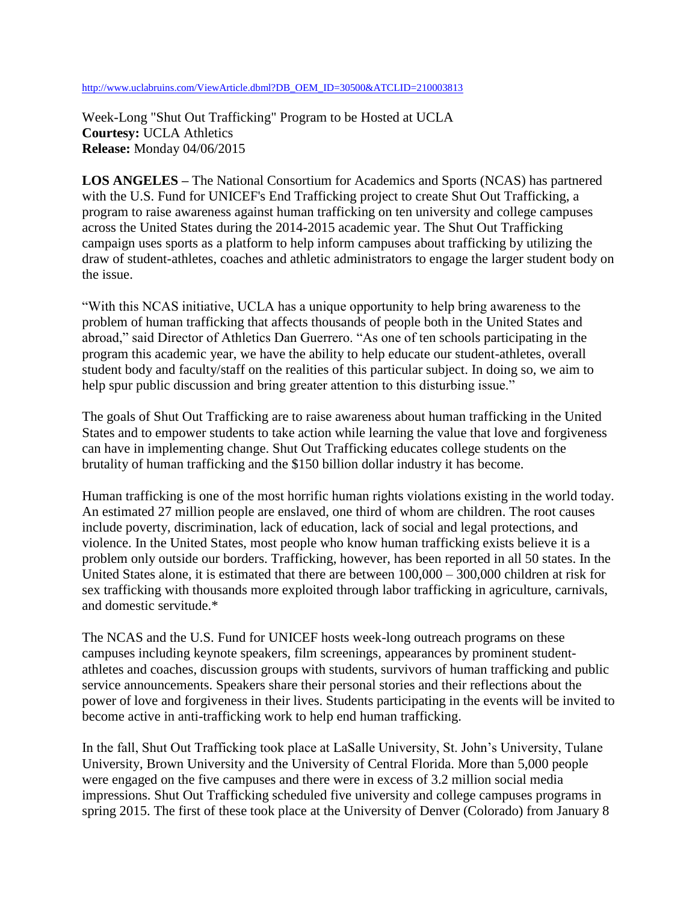http://www.uclabruins.com/ViewArticle.dbml?DB_OEM_ID=30500&ATCLID=210003813

Week-Long "Shut Out Trafficking" Program to be Hosted at UCLA
**Courtesy:** UCLA Athletics
**Release:** Monday 04/06/2015

**LOS ANGELES –** The National Consortium for Academics and Sports (NCAS) has partnered with the U.S. Fund for UNICEF's End Trafficking project to create Shut Out Trafficking, a program to raise awareness against human trafficking on ten university and college campuses across the United States during the 2014-2015 academic year. The Shut Out Trafficking campaign uses sports as a platform to help inform campuses about trafficking by utilizing the draw of student-athletes, coaches and athletic administrators to engage the larger student body on the issue.

"With this NCAS initiative, UCLA has a unique opportunity to help bring awareness to the problem of human trafficking that affects thousands of people both in the United States and abroad," said Director of Athletics Dan Guerrero. "As one of ten schools participating in the program this academic year, we have the ability to help educate our student-athletes, overall student body and faculty/staff on the realities of this particular subject. In doing so, we aim to help spur public discussion and bring greater attention to this disturbing issue."

The goals of Shut Out Trafficking are to raise awareness about human trafficking in the United States and to empower students to take action while learning the value that love and forgiveness can have in implementing change. Shut Out Trafficking educates college students on the brutality of human trafficking and the $150 billion dollar industry it has become.

Human trafficking is one of the most horrific human rights violations existing in the world today. An estimated 27 million people are enslaved, one third of whom are children. The root causes include poverty, discrimination, lack of education, lack of social and legal protections, and violence. In the United States, most people who know human trafficking exists believe it is a problem only outside our borders. Trafficking, however, has been reported in all 50 states. In the United States alone, it is estimated that there are between 100,000 – 300,000 children at risk for sex trafficking with thousands more exploited through labor trafficking in agriculture, carnivals, and domestic servitude.*

The NCAS and the U.S. Fund for UNICEF hosts week-long outreach programs on these campuses including keynote speakers, film screenings, appearances by prominent student-athletes and coaches, discussion groups with students, survivors of human trafficking and public service announcements. Speakers share their personal stories and their reflections about the power of love and forgiveness in their lives. Students participating in the events will be invited to become active in anti-trafficking work to help end human trafficking.

In the fall, Shut Out Trafficking took place at LaSalle University, St. John's University, Tulane University, Brown University and the University of Central Florida. More than 5,000 people were engaged on the five campuses and there were in excess of 3.2 million social media impressions. Shut Out Trafficking scheduled five university and college campuses programs in spring 2015. The first of these took place at the University of Denver (Colorado) from January 8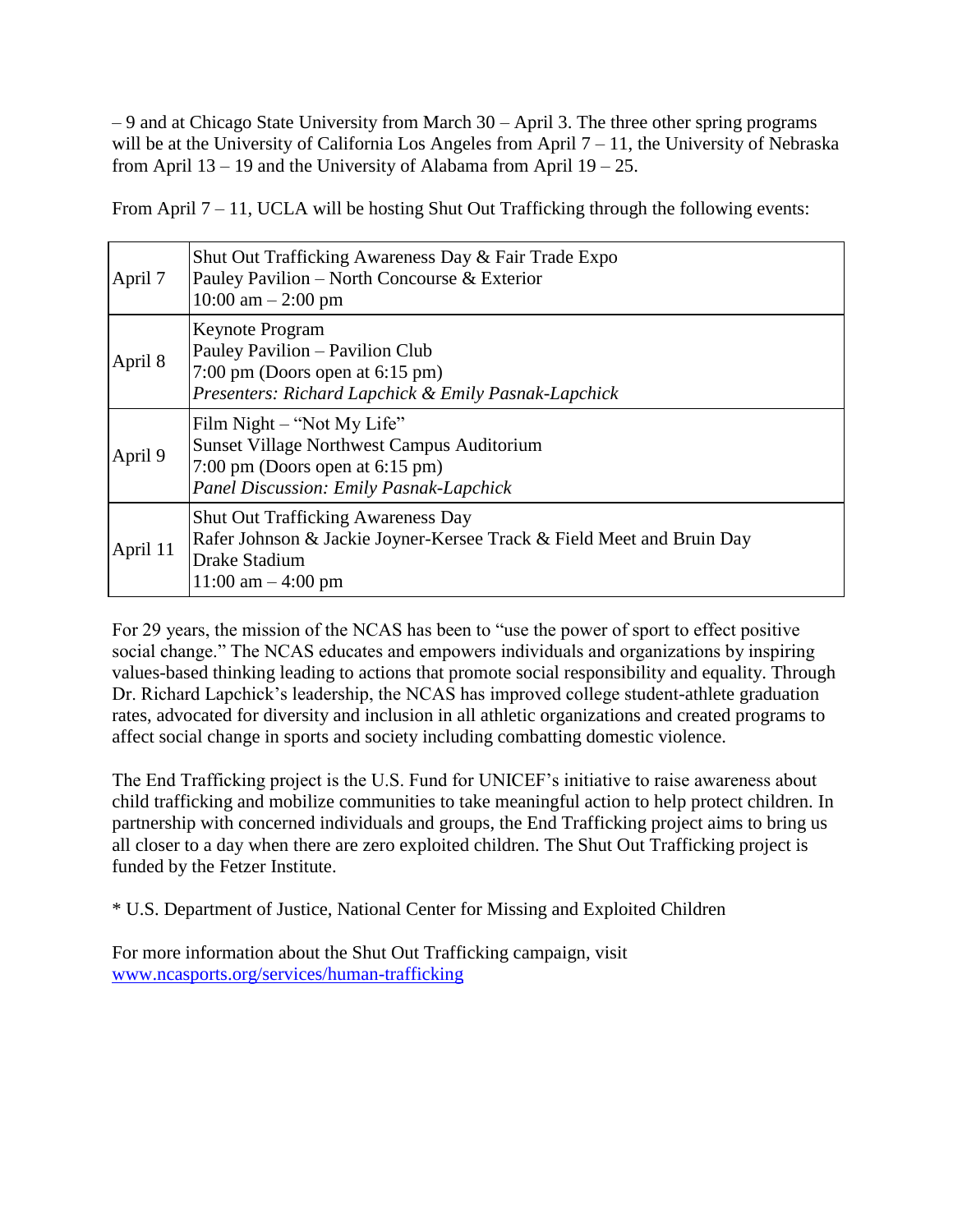– 9 and at Chicago State University from March 30 – April 3. The three other spring programs will be at the University of California Los Angeles from April 7 – 11, the University of Nebraska from April 13 – 19 and the University of Alabama from April 19 – 25.

From April 7 – 11, UCLA will be hosting Shut Out Trafficking through the following events:

| | |
|---|---|
| April 7 | Shut Out Trafficking Awareness Day & Fair Trade Expo<br>Pauley Pavilion – North Concourse & Exterior<br>10:00 am – 2:00 pm |
| April 8 | Keynote Program<br>Pauley Pavilion – Pavilion Club<br>7:00 pm (Doors open at 6:15 pm)<br>*Presenters: Richard Lapchick & Emily Pasnak-Lapchick* |
| April 9 | Film Night – "Not My Life"<br>Sunset Village Northwest Campus Auditorium<br>7:00 pm (Doors open at 6:15 pm)<br>*Panel Discussion: Emily Pasnak-Lapchick* |
| April 11 | Shut Out Trafficking Awareness Day<br>Rafer Johnson & Jackie Joyner-Kersee Track & Field Meet and Bruin Day<br>Drake Stadium<br>11:00 am – 4:00 pm |

For 29 years, the mission of the NCAS has been to "use the power of sport to effect positive social change." The NCAS educates and empowers individuals and organizations by inspiring values-based thinking leading to actions that promote social responsibility and equality. Through Dr. Richard Lapchick's leadership, the NCAS has improved college student-athlete graduation rates, advocated for diversity and inclusion in all athletic organizations and created programs to affect social change in sports and society including combatting domestic violence.

The End Trafficking project is the U.S. Fund for UNICEF's initiative to raise awareness about child trafficking and mobilize communities to take meaningful action to help protect children. In partnership with concerned individuals and groups, the End Trafficking project aims to bring us all closer to a day when there are zero exploited children. The Shut Out Trafficking project is funded by the Fetzer Institute.

* U.S. Department of Justice, National Center for Missing and Exploited Children

For more information about the Shut Out Trafficking campaign, visit [www.ncasports.org/services/human-trafficking](www.ncasports.org/services/human-trafficking)